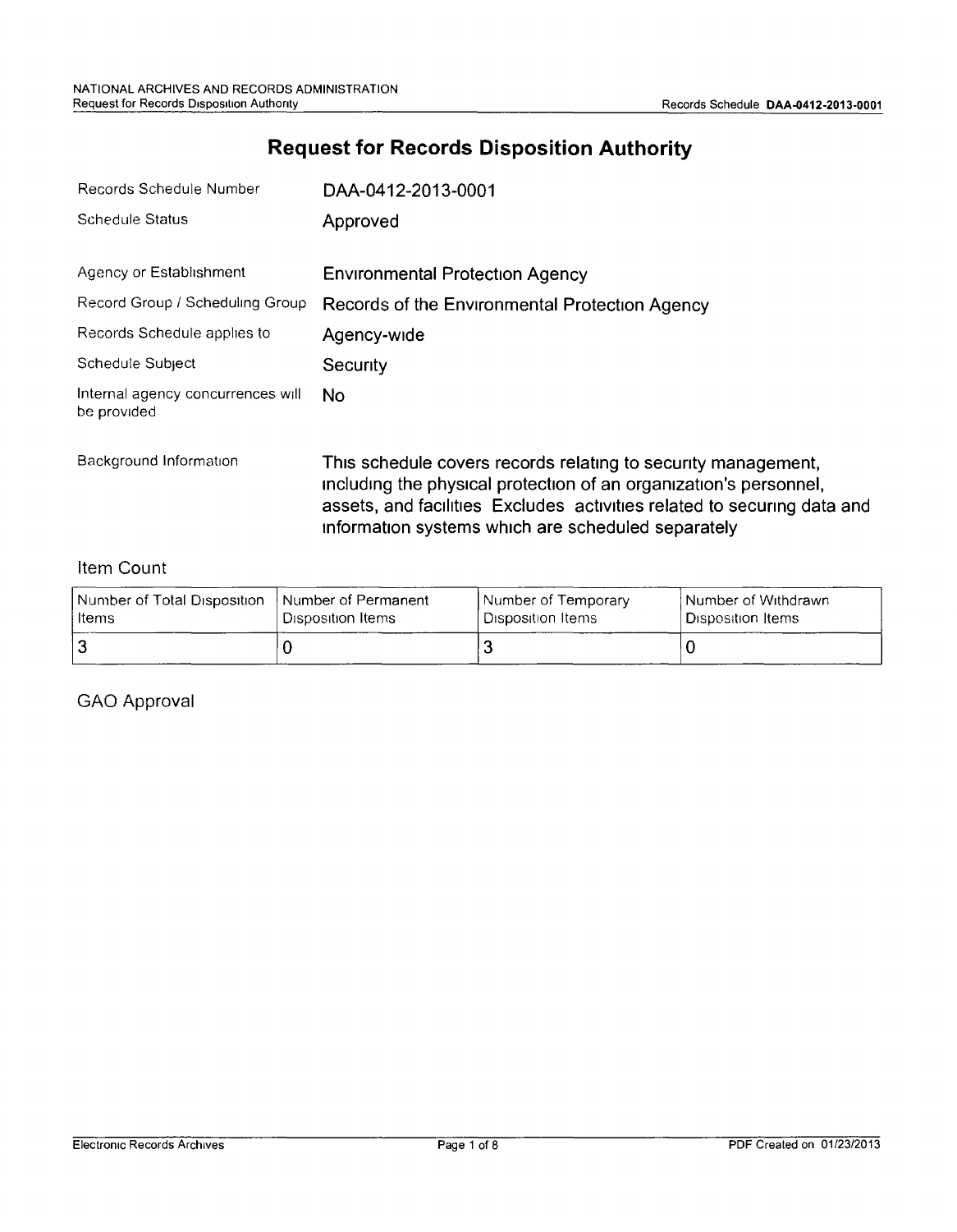# Request for Records Disposition Authority

| | |
|---|---|
| Records Schedule Number | DAA-0412-2013-0001 |
| Schedule Status | Approved |
| Agency or Establishment | Environmental Protection Agency |
| Record Group / Scheduling Group | Records of the Environmental Protection Agency |
| Records Schedule applies to | Agency-wide |
| Schedule Subject | Security |
| Internal agency concurrences will be provided | No |
| Background Information | This schedule covers records relating to security management, including the physical protection of an organization's personnel, assets, and facilities Excludes activities related to securing data and information systems which are scheduled separately |

## Item Count

| Number of Total Disposition Items | Number of Permanent Disposition Items | Number of Temporary Disposition Items | Number of Withdrawn Disposition Items |
|---|---|---|---|
| 3 | 0 | 3 | 0 |

## GAO Approval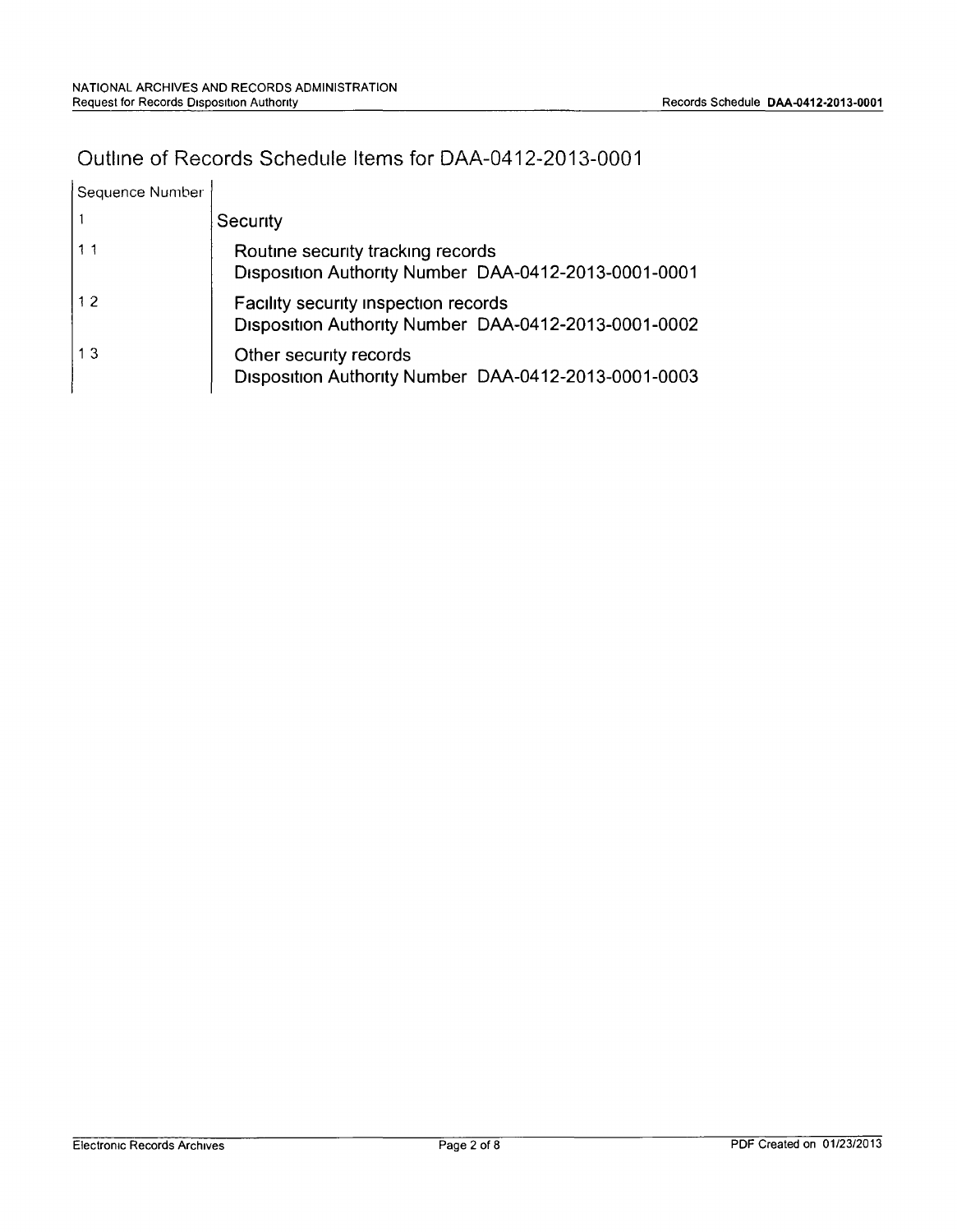# Outline of Records Schedule Items for DAA-0412-2013-0001

| Sequence Number | |
|---|---|
| 1 | Security |
| 1 1 | Routine security tracking records<br>Disposition Authority Number DAA-0412-2013-0001-0001 |
| 1 2 | Facility security inspection records<br>Disposition Authority Number DAA-0412-2013-0001-0002 |
| 1 3 | Other security records<br>Disposition Authority Number DAA-0412-2013-0001-0003 |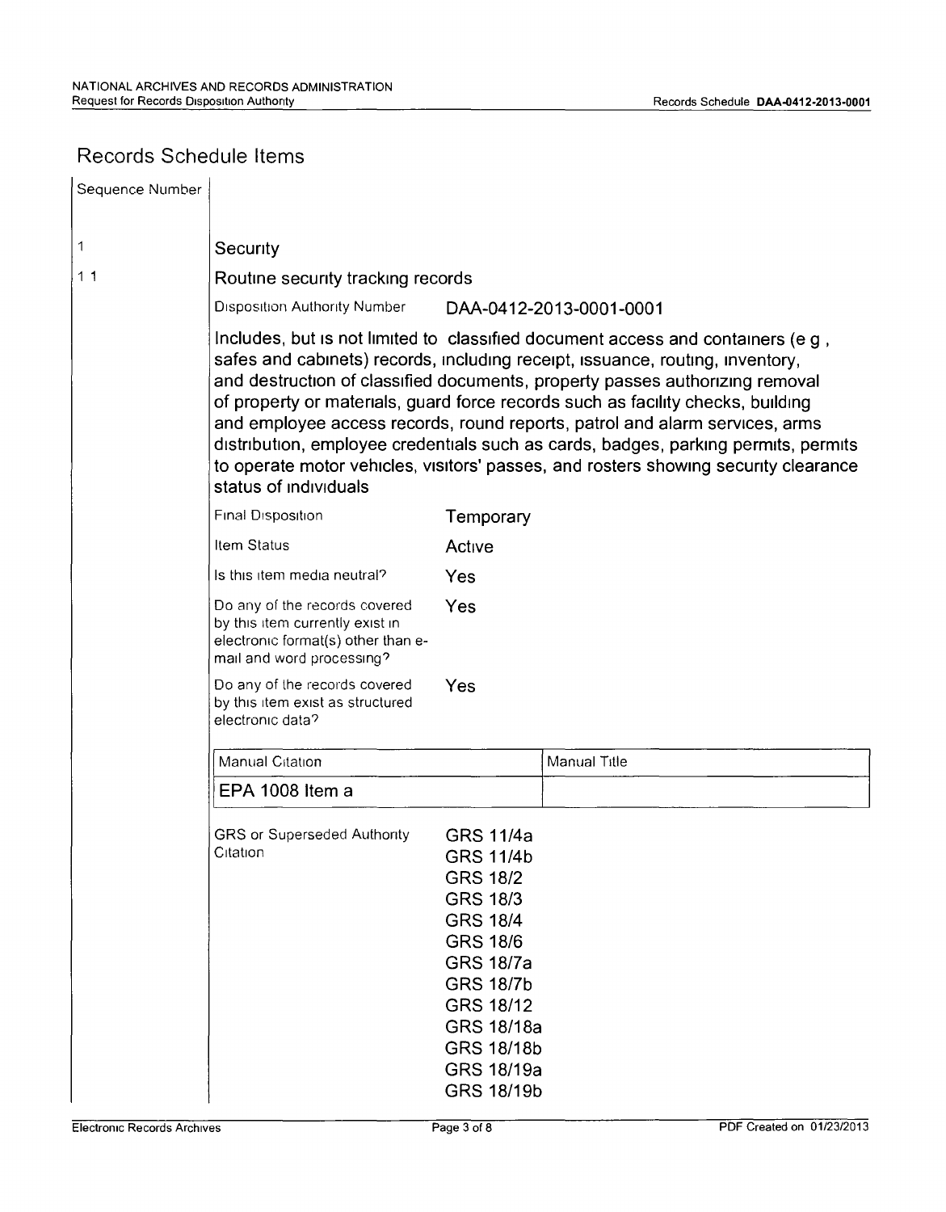## Records Schedule Items

| Sequence Number | |
|---|---|
| 1 | **Security** |
| 1 1 | **Routine security tracking records** |

Disposition Authority Number: DAA-0412-2013-0001-0001

Includes, but is not limited to classified document access and containers (e g , safes and cabinets) records, including receipt, issuance, routing, inventory, and destruction of classified documents, property passes authorizing removal of property or materials, guard force records such as facility checks, building and employee access records, round reports, patrol and alarm services, arms distribution, employee credentials such as cards, badges, parking permits, permits to operate motor vehicles, visitors' passes, and rosters showing security clearance status of individuals

| | |
|---|---|
| Final Disposition | Temporary |
| Item Status | Active |
| Is this item media neutral? | Yes |
| Do any of the records covered by this item currently exist in electronic format(s) other than e-mail and word processing? | Yes |
| Do any of the records covered by this item exist as structured electronic data? | Yes |

| Manual Citation | Manual Title |
|---|---|
| EPA 1008 Item a | |

GRS or Superseded Authority Citation:

GRS 11/4a
GRS 11/4b
GRS 18/2
GRS 18/3
GRS 18/4
GRS 18/6
GRS 18/7a
GRS 18/7b
GRS 18/12
GRS 18/18a
GRS 18/18b
GRS 18/19a
GRS 18/19b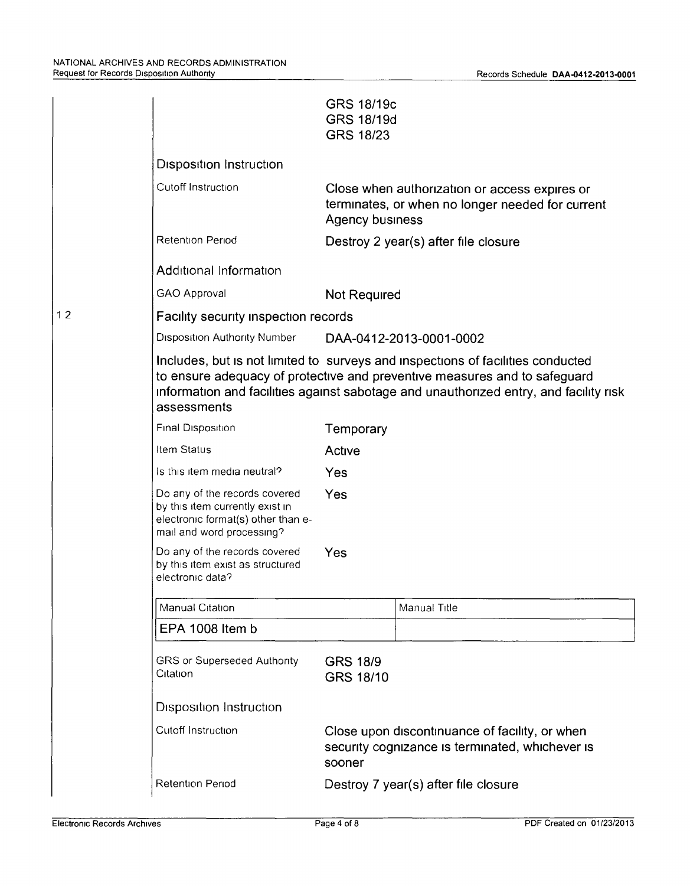| | |
|---|---|
| | GRS 18/19c<br>GRS 18/19d<br>GRS 18/23 |

**Disposition Instruction**

| | |
|---|---|
| Cutoff Instruction | Close when authorization or access expires or terminates, or when no longer needed for current Agency business |
| Retention Period | Destroy 2 year(s) after file closure |

**Additional Information**

| | |
|---|---|
| GAO Approval | Not Required |

1.2 **Facility security inspection records**

| | |
|---|---|
| Disposition Authority Number | DAA-0412-2013-0001-0002 |

Includes, but is not limited to surveys and inspections of facilities conducted to ensure adequacy of protective and preventive measures and to safeguard information and facilities against sabotage and unauthorized entry, and facility risk assessments

| | |
|---|---|
| Final Disposition | Temporary |
| Item Status | Active |
| Is this item media neutral? | Yes |
| Do any of the records covered by this item currently exist in electronic format(s) other than e-mail and word processing? | Yes |
| Do any of the records covered by this item exist as structured electronic data? | Yes |

| Manual Citation | Manual Title |
|---|---|
| EPA 1008 Item b | |

| | |
|---|---|
| GRS or Superseded Authority Citation | GRS 18/9<br>GRS 18/10 |

**Disposition Instruction**

| | |
|---|---|
| Cutoff Instruction | Close upon discontinuance of facility, or when security cognizance is terminated, whichever is sooner |
| Retention Period | Destroy 7 year(s) after file closure |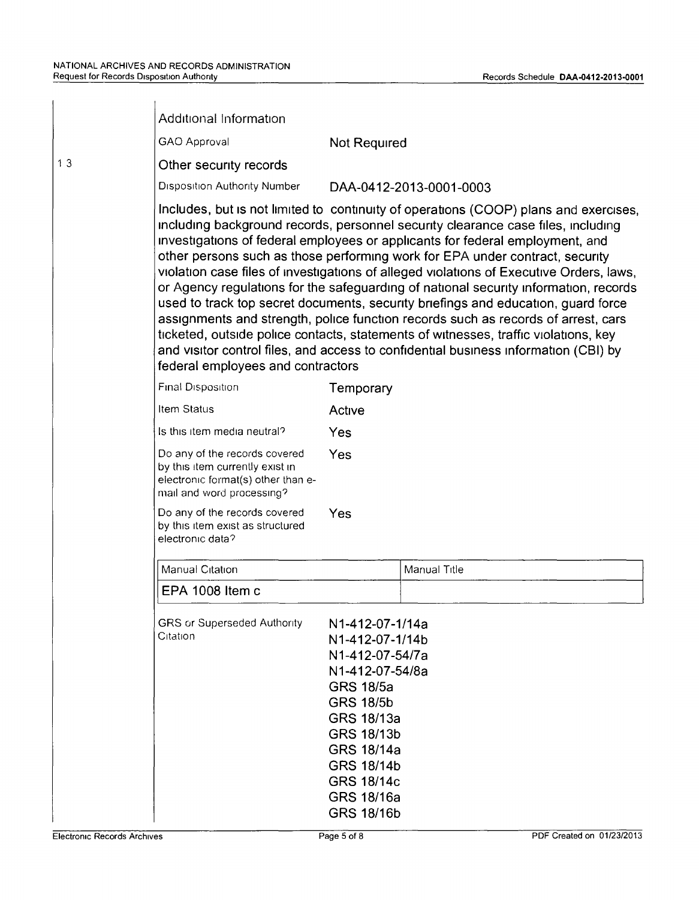Additional Information

GAO Approval — Not Required

1.3 Other security records

Disposition Authority Number — DAA-0412-2013-0001-0003

Includes, but is not limited to continuity of operations (COOP) plans and exercises, including background records, personnel security clearance case files, including investigations of federal employees or applicants for federal employment, and other persons such as those performing work for EPA under contract, security violation case files of investigations of alleged violations of Executive Orders, laws, or Agency regulations for the safeguarding of national security information, records used to track top secret documents, security briefings and education, guard force assignments and strength, police function records such as records of arrest, cars ticketed, outside police contacts, statements of witnesses, traffic violations, key and visitor control files, and access to confidential business information (CBI) by federal employees and contractors

Final Disposition — Temporary

Item Status — Active

Is this item media neutral? — Yes

Do any of the records covered by this item currently exist in electronic format(s) other than e-mail and word processing? — Yes

Do any of the records covered by this item exist as structured electronic data? — Yes

| Manual Citation | Manual Title |
|---|---|
| EPA 1008 Item c | |

GRS or Superseded Authority Citation —
N1-412-07-1/14a
N1-412-07-1/14b
N1-412-07-54/7a
N1-412-07-54/8a
GRS 18/5a
GRS 18/5b
GRS 18/13a
GRS 18/13b
GRS 18/14a
GRS 18/14b
GRS 18/14c
GRS 18/16a
GRS 18/16b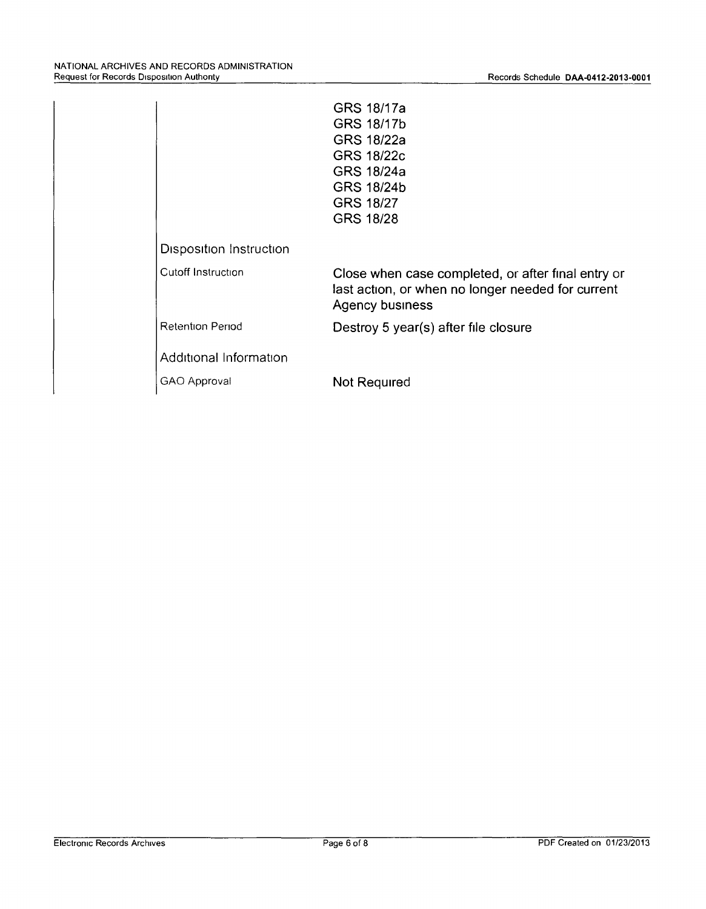| | |
|---|---|
| | GRS 18/17a<br>GRS 18/17b<br>GRS 18/22a<br>GRS 18/22c<br>GRS 18/24a<br>GRS 18/24b<br>GRS 18/27<br>GRS 18/28 |
| Disposition Instruction | |
| Cutoff Instruction | Close when case completed, or after final entry or last action, or when no longer needed for current Agency business |
| Retention Period | Destroy 5 year(s) after file closure |
| Additional Information | |
| GAO Approval | Not Required |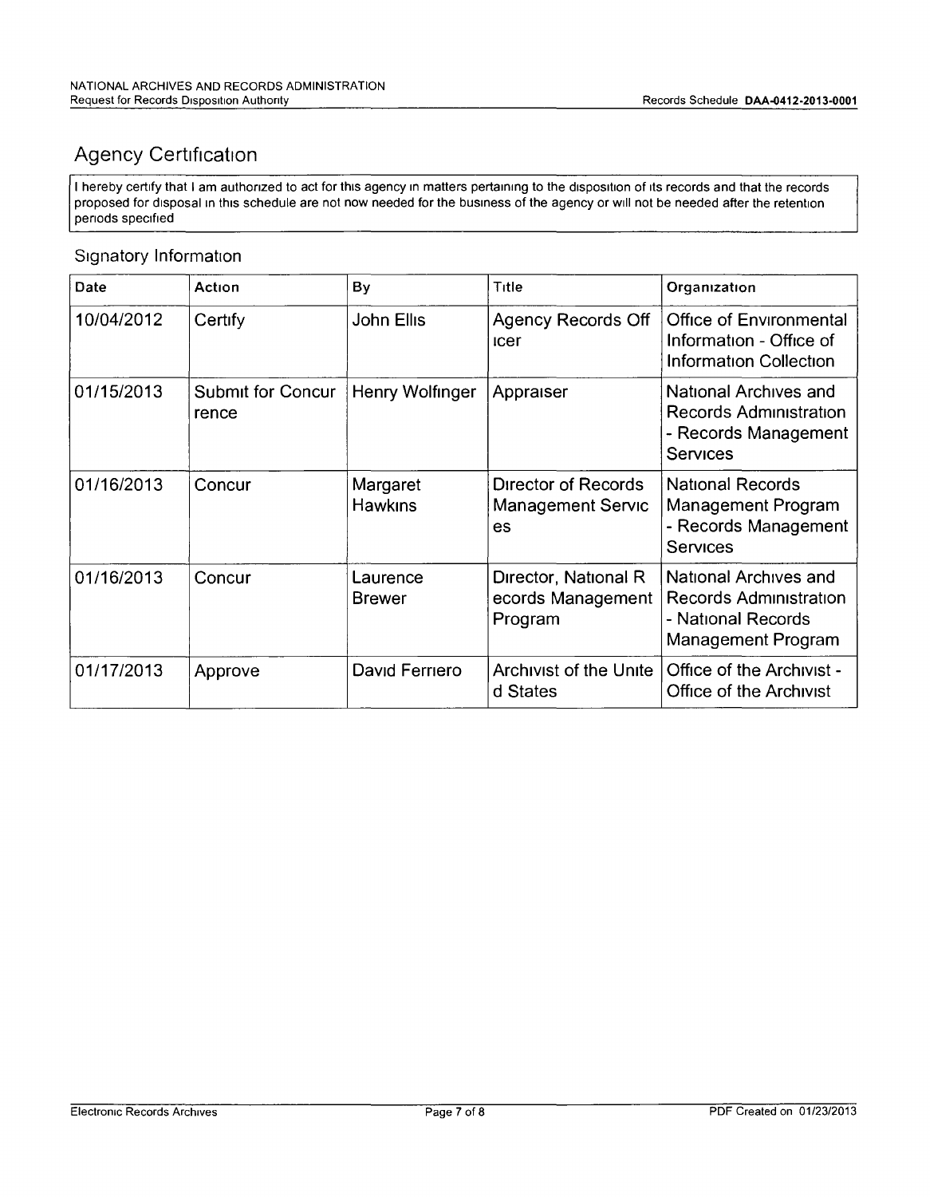## Agency Certification

I hereby certify that I am authorized to act for this agency in matters pertaining to the disposition of its records and that the records proposed for disposal in this schedule are not now needed for the business of the agency or will not be needed after the retention periods specified

### Signatory Information

| Date | Action | By | Title | Organization |
| --- | --- | --- | --- | --- |
| 10/04/2012 | Certify | John Ellis | Agency Records Officer | Office of Environmental Information - Office of Information Collection |
| 01/15/2013 | Submit for Concurrence | Henry Wolfinger | Appraiser | National Archives and Records Administration - Records Management Services |
| 01/16/2013 | Concur | Margaret Hawkins | Director of Records Management Services | National Records Management Program - Records Management Services |
| 01/16/2013 | Concur | Laurence Brewer | Director, National Records Management Program | National Archives and Records Administration - National Records Management Program |
| 01/17/2013 | Approve | David Ferriero | Archivist of the United States | Office of the Archivist - Office of the Archivist |